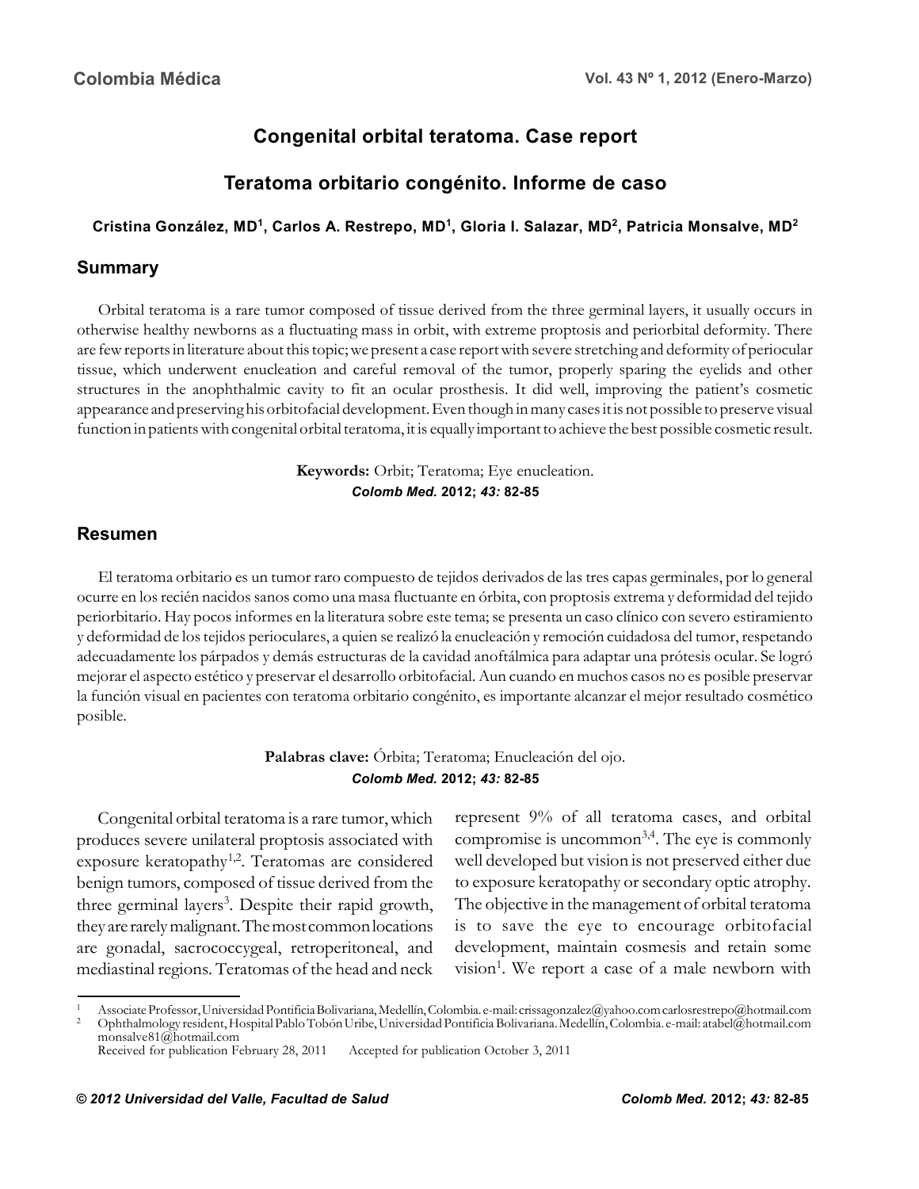# Congenital orbital teratoma. Case report

# Teratoma orbitario congénito. Informe de caso

**Cristina González, MD[1], Carlos A. Restrepo, MD[1], Gloria I. Salazar, MD[2], Patricia Monsalve, MD[2]**

## Summary

Orbital teratoma is a rare tumor composed of tissue derived from the three germinal layers, it usually occurs in otherwise healthy newborns as a fluctuating mass in orbit, with extreme proptosis and periorbital deformity. There are few reports in literature about this topic; we present a case report with severe stretching and deformity of periocular tissue, which underwent enucleation and careful removal of the tumor, properly sparing the eyelids and other structures in the anophthalmic cavity to fit an ocular prosthesis. It did well, improving the patient's cosmetic appearance and preserving his orbitofacial development. Even though in many cases it is not possible to preserve visual function in patients with congenital orbital teratoma, it is equally important to achieve the best possible cosmetic result.

**Keywords:** Orbit; Teratoma; Eye enucleation.

***Colomb Med.* 2012; *43:* 82-85**

## Resumen

El teratoma orbitario es un tumor raro compuesto de tejidos derivados de las tres capas germinales, por lo general ocurre en los recién nacidos sanos como una masa fluctuante en órbita, con proptosis extrema y deformidad del tejido periorbitario. Hay pocos informes en la literatura sobre este tema; se presenta un caso clínico con severo estiramiento y deformidad de los tejidos perioculares, a quien se realizó la enucleación y remoción cuidadosa del tumor, respetando adecuadamente los párpados y demás estructuras de la cavidad anoftálmica para adaptar una prótesis ocular. Se logró mejorar el aspecto estético y preservar el desarrollo orbitofacial. Aun cuando en muchos casos no es posible preservar la función visual en pacientes con teratoma orbitario congénito, es importante alcanzar el mejor resultado cosmético posible.

**Palabras clave:** Órbita; Teratoma; Enucleación del ojo.

***Colomb Med.* 2012; *43:* 82-85**

Congenital orbital teratoma is a rare tumor, which produces severe unilateral proptosis associated with exposure keratopathy[1,2]. Teratomas are considered benign tumors, composed of tissue derived from the three germinal layers[3]. Despite their rapid growth, they are rarely malignant. The most common locations are gonadal, sacrococcygeal, retroperitoneal, and mediastinal regions. Teratomas of the head and neck represent 9% of all teratoma cases, and orbital compromise is uncommon[3,4]. The eye is commonly well developed but vision is not preserved either due to exposure keratopathy or secondary optic atrophy. The objective in the management of orbital teratoma is to save the eye to encourage orbitofacial development, maintain cosmesis and retain some vision[1]. We report a case of a male newborn with

---

1 Associate Professor, Universidad Pontificia Bolivariana, Medellín, Colombia. e-mail: crissagonzalez@yahoo.com carlosrestrepo@hotmail.com

2 Ophthalmology resident, Hospital Pablo Tobón Uribe, Universidad Pontificia Bolivariana. Medellín, Colombia. e-mail: atabel@hotmail.com monsalve81@hotmail.com

Received for publication February 28, 2011 Accepted for publication October 3, 2011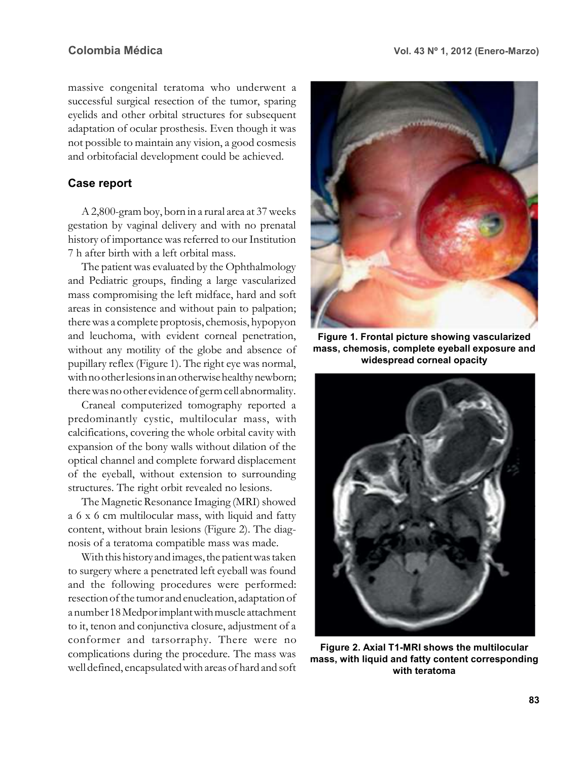massive congenital teratoma who underwent a successful surgical resection of the tumor, sparing eyelids and other orbital structures for subsequent adaptation of ocular prosthesis. Even though it was not possible to maintain any vision, a good cosmesis and orbitofacial development could be achieved.

## Case report

A 2,800-gram boy, born in a rural area at 37 weeks gestation by vaginal delivery and with no prenatal history of importance was referred to our Institution 7 h after birth with a left orbital mass.

The patient was evaluated by the Ophthalmology and Pediatric groups, finding a large vascularized mass compromising the left midface, hard and soft areas in consistence and without pain to palpation; there was a complete proptosis, chemosis, hypopyon and leuchoma, with evident corneal penetration, without any motility of the globe and absence of pupillary reflex (Figure 1). The right eye was normal, with no other lesions in an otherwise healthy newborn; there was no other evidence of germ cell abnormality.

Craneal computerized tomography reported a predominantly cystic, multilocular mass, with calcifications, covering the whole orbital cavity with expansion of the bony walls without dilation of the optical channel and complete forward displacement of the eyeball, without extension to surrounding structures. The right orbit revealed no lesions.

The Magnetic Resonance Imaging (MRI) showed a 6 x 6 cm multilocular mass, with liquid and fatty content, without brain lesions (Figure 2). The diagnosis of a teratoma compatible mass was made.

With this history and images, the patient was taken to surgery where a penetrated left eyeball was found and the following procedures were performed: resection of the tumor and enucleation, adaptation of a number 18 Medpor implant with muscle attachment to it, tenon and conjunctiva closure, adjustment of a conformer and tarsorraphy. There were no complications during the procedure. The mass was well defined, encapsulated with areas of hard and soft

**Figure 1. Frontal picture showing vascularized mass, chemosis, complete eyeball exposure and widespread corneal opacity**

**Figure 2. Axial T1-MRI shows the multilocular mass, with liquid and fatty content corresponding with teratoma**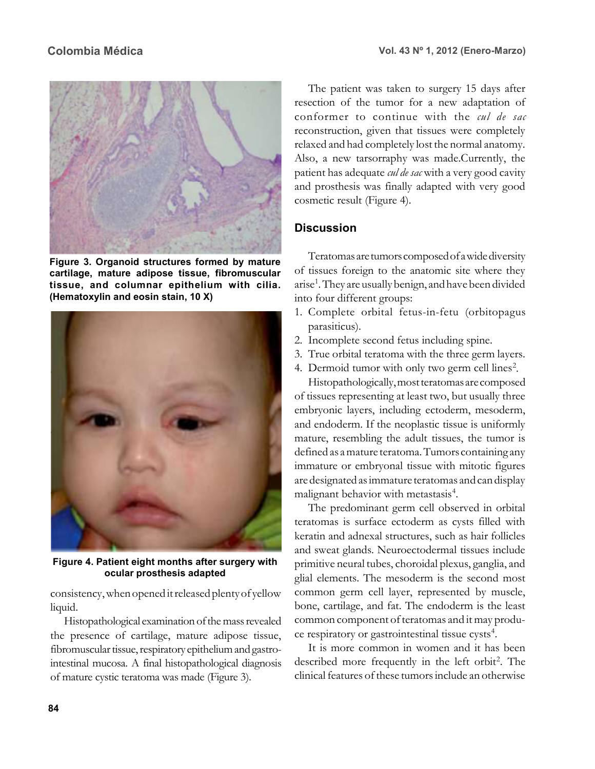Figure 3. Organoid structures formed by mature cartilage, mature adipose tissue, fibromuscular tissue, and columnar epithelium with cilia. (Hematoxylin and eosin stain, 10 X)

Figure 4. Patient eight months after surgery with ocular prosthesis adapted

consistency, when opened it released plenty of yellow liquid.

Histopathological examination of the mass revealed the presence of cartilage, mature adipose tissue, fibromuscular tissue, respiratory epithelium and gastrointestinal mucosa. A final histopathological diagnosis of mature cystic teratoma was made (Figure 3).

The patient was taken to surgery 15 days after resection of the tumor for a new adaptation of conformer to continue with the *cul de sac* reconstruction, given that tissues were completely relaxed and had completely lost the normal anatomy. Also, a new tarsorraphy was made.Currently, the patient has adequate *cul de sac* with a very good cavity and prosthesis was finally adapted with very good cosmetic result (Figure 4).

## Discussion

Teratomas are tumors composed of a wide diversity of tissues foreign to the anatomic site where they arise[1]. They are usually benign, and have been divided into four different groups:

1. Complete orbital fetus-in-fetu (orbitopagus parasiticus).
2. Incomplete second fetus including spine.
3. True orbital teratoma with the three germ layers.
4. Dermoid tumor with only two germ cell lines[2].

Histopathologically, most teratomas are composed of tissues representing at least two, but usually three embryonic layers, including ectoderm, mesoderm, and endoderm. If the neoplastic tissue is uniformly mature, resembling the adult tissues, the tumor is defined as a mature teratoma. Tumors containing any immature or embryonal tissue with mitotic figures are designated as immature teratomas and can display malignant behavior with metastasis[4].

The predominant germ cell observed in orbital teratomas is surface ectoderm as cysts filled with keratin and adnexal structures, such as hair follicles and sweat glands. Neuroectodermal tissues include primitive neural tubes, choroidal plexus, ganglia, and glial elements. The mesoderm is the second most common germ cell layer, represented by muscle, bone, cartilage, and fat. The endoderm is the least common component of teratomas and it may produce respiratory or gastrointestinal tissue cysts[4].

It is more common in women and it has been described more frequently in the left orbit[2]. The clinical features of these tumors include an otherwise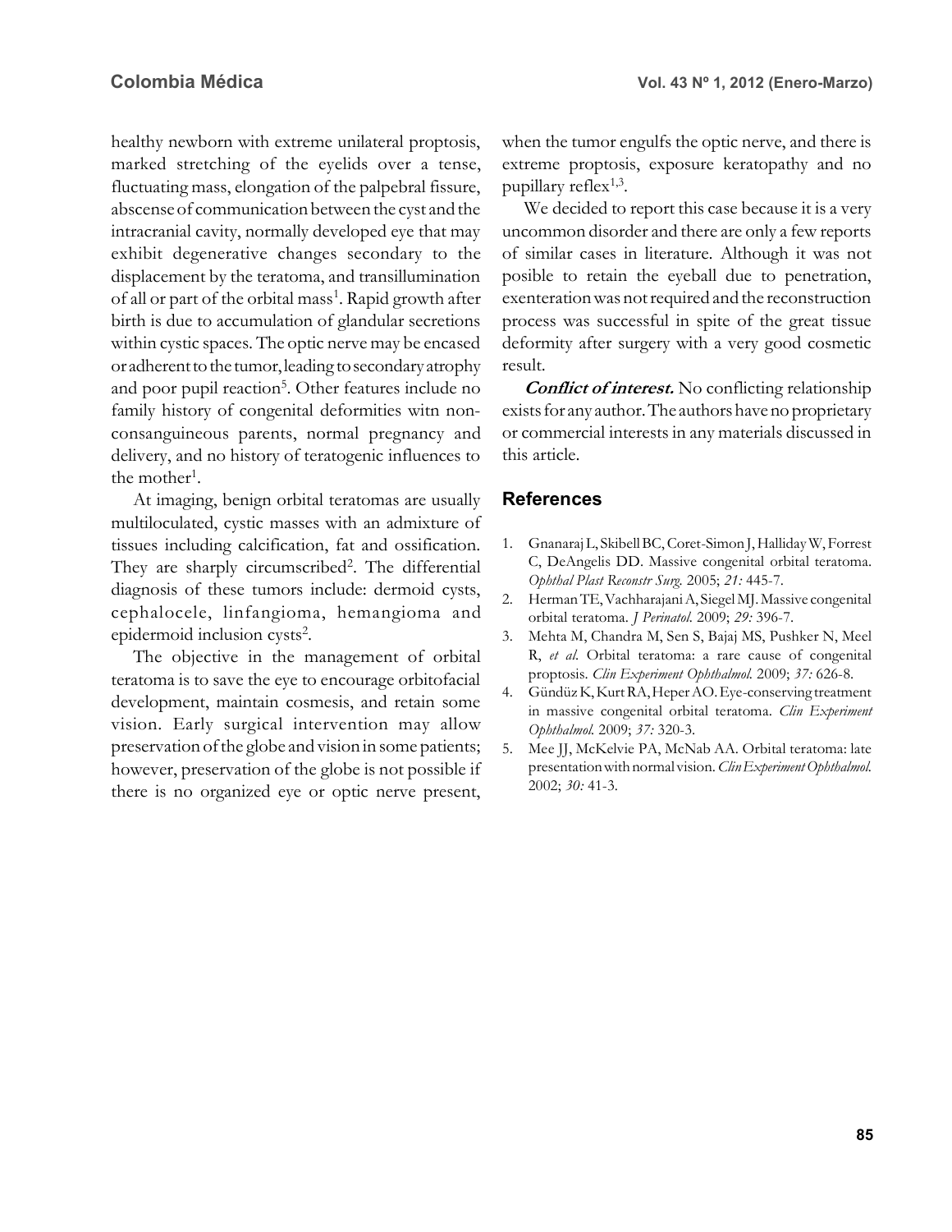healthy newborn with extreme unilateral proptosis, marked stretching of the eyelids over a tense, fluctuating mass, elongation of the palpebral fissure, abscense of communication between the cyst and the intracranial cavity, normally developed eye that may exhibit degenerative changes secondary to the displacement by the teratoma, and transillumination of all or part of the orbital mass[1]. Rapid growth after birth is due to accumulation of glandular secretions within cystic spaces. The optic nerve may be encased or adherent to the tumor, leading to secondary atrophy and poor pupil reaction[5]. Other features include no family history of congenital deformities witn non-consanguineous parents, normal pregnancy and delivery, and no history of teratogenic influences to the mother[1].

At imaging, benign orbital teratomas are usually multiloculated, cystic masses with an admixture of tissues including calcification, fat and ossification. They are sharply circumscribed[2]. The differential diagnosis of these tumors include: dermoid cysts, cephalocele, linfangioma, hemangioma and epidermoid inclusion cysts[2].

The objective in the management of orbital teratoma is to save the eye to encourage orbitofacial development, maintain cosmesis, and retain some vision. Early surgical intervention may allow preservation of the globe and vision in some patients; however, preservation of the globe is not possible if there is no organized eye or optic nerve present, when the tumor engulfs the optic nerve, and there is extreme proptosis, exposure keratopathy and no pupillary reflex[1,3].

We decided to report this case because it is a very uncommon disorder and there are only a few reports of similar cases in literature. Although it was not posible to retain the eyeball due to penetration, exenteration was not required and the reconstruction process was successful in spite of the great tissue deformity after surgery with a very good cosmetic result.

***Conflict of interest.*** No conflicting relationship exists for any author. The authors have no proprietary or commercial interests in any materials discussed in this article.

## References

1. Gnanaraj L, Skibell BC, Coret-Simon J, Halliday W, Forrest C, DeAngelis DD. Massive congenital orbital teratoma. *Ophthal Plast Reconstr Surg.* 2005; *21:* 445-7.
2. Herman TE, Vachharajani A, Siegel MJ. Massive congenital orbital teratoma. *J Perinatol.* 2009; *29:* 396-7.
3. Mehta M, Chandra M, Sen S, Bajaj MS, Pushker N, Meel R, *et al.* Orbital teratoma: a rare cause of congenital proptosis. *Clin Experiment Ophthalmol.* 2009; *37:* 626-8.
4. Gündüz K, Kurt RA, Heper AO. Eye-conserving treatment in massive congenital orbital teratoma. *Clin Experiment Ophthalmol.* 2009; *37:* 320-3.
5. Mee JJ, McKelvie PA, McNab AA. Orbital teratoma: late presentation with normal vision. *Clin Experiment Ophthalmol.* 2002; *30:* 41-3.